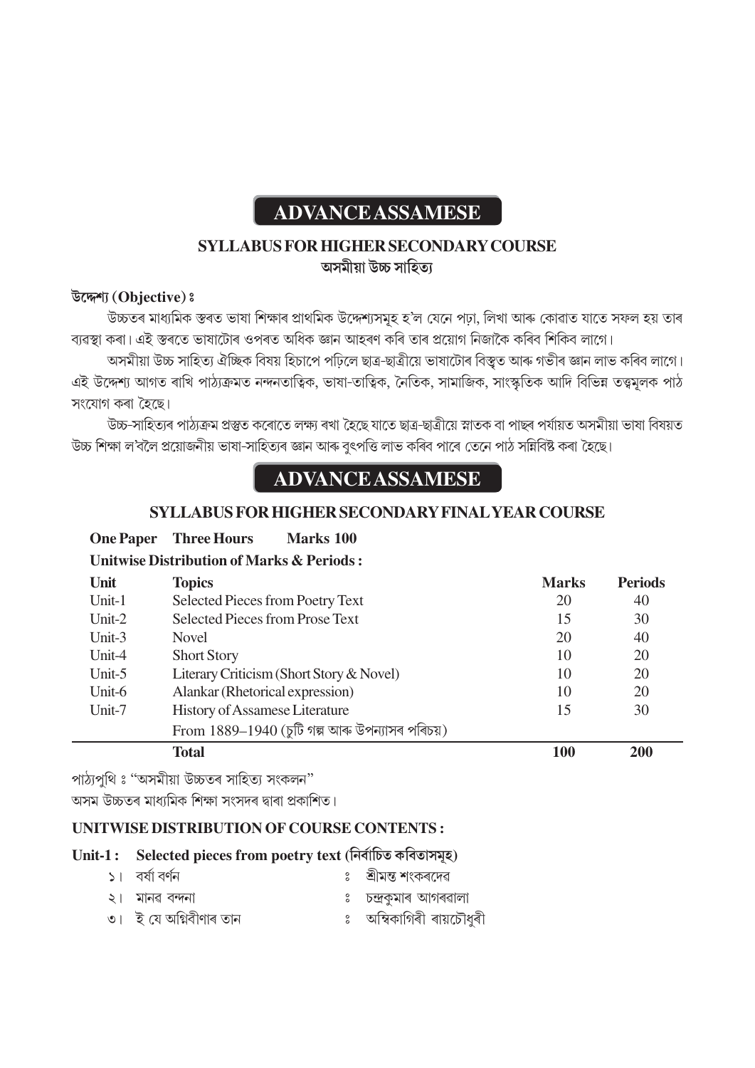# ADVANCE ASSAMESE

### SYLLABUS FOR HIGHER SECONDARY COURSE
### অসমীয়া উচ্চ সাহিত্য

**উদ্দেশ্য (Objective) ঃ**

উচ্চতৰ মাধ্যমিক স্তৰত ভাষা শিক্ষাৰ প্ৰাথমিক উদ্দেশ্যসমূহ হ'ল যেনে পঢ়া, লিখা আৰু কোৱাত যাতে সফল হয় তাৰ ব্যৱস্থা কৰা। এই স্তৰতে ভাষাটোৰ ওপৰত অধিক জ্ঞান আহৰণ কৰি তাৰ প্ৰয়োগ নিজাকৈ কৰিব শিকিব লাগে।

অসমীয়া উচ্চ সাহিত্য ঐচ্ছিক বিষয় হিচাপে পঢ়িলে ছাত্ৰ-ছাত্ৰীয়ে ভাষাটোৰ বিস্তৃত আৰু গভীৰ জ্ঞান লাভ কৰিব লাগে। এই উদ্দেশ্য আগত ৰাখি পাঠ্যক্ৰমত নন্দনতাত্বিক, ভাষা-তাত্বিক, নৈতিক, সামাজিক, সাংস্কৃতিক আদি বিভিন্ন তত্বমূলক পাঠ সংযোগ কৰা হৈছে।

উচ্চ-সাহিত্যৰ পাঠ্যক্ৰম প্ৰস্তুত কৰোঁতে লক্ষ্য ৰখা হৈছে যাতে ছাত্ৰ-ছাত্ৰীয়ে স্নাতক বা পাছৰ পৰ্যায়ত অসমীয়া ভাষা বিষয়ত উচ্চ শিক্ষা ল'বলৈ প্ৰয়োজনীয় ভাষা-সাহিত্যৰ জ্ঞান আৰু বুৎপত্তি লাভ কৰিব পাৰে তেনে পাঠ সন্নিবিষ্ট কৰা হৈছে।

# ADVANCE ASSAMESE

### SYLLABUS FOR HIGHER SECONDARY FINAL YEAR COURSE

**One Paper Three Hours Marks 100**

**Unitwise Distribution of Marks & Periods :**

| Unit | Topics | Marks | Periods |
|---|---|---|---|
| Unit-1 | Selected Pieces from Poetry Text | 20 | 40 |
| Unit-2 | Selected Pieces from Prose Text | 15 | 30 |
| Unit-3 | Novel | 20 | 40 |
| Unit-4 | Short Story | 10 | 20 |
| Unit-5 | Literary Criticism (Short Story & Novel) | 10 | 20 |
| Unit-6 | Alankar (Rhetorical expression) | 10 | 20 |
| Unit-7 | History of Assamese Literature<br>From 1889–1940 (চুটি গল্প আৰু উপন্যাসৰ পৰিচয়) | 15 | 30 |
| | **Total** | **100** | **200** |

পাঠ্যপুথি ঃ "অসমীয়া উচ্চতৰ সাহিত্য সংকলন"
অসম উচ্চতৰ মাধ্যমিক শিক্ষা সংসদৰ দ্বাৰা প্ৰকাশিত।

### UNITWISE DISTRIBUTION OF COURSE CONTENTS :

**Unit-1 : Selected pieces from poetry text (নিৰ্বাচিত কবিতাসমূহ)**

১। বৰ্ষা বৰ্ণন ঃ শ্ৰীমন্ত শংকৰদেৱ
২। মানৰ বন্দনা ঃ চন্দ্ৰকুমাৰ আগৰৱালা
৩। ই যে অগ্নিবীণাৰ তান ঃ অম্বিকাগিৰী ৰায়চৌধুৰী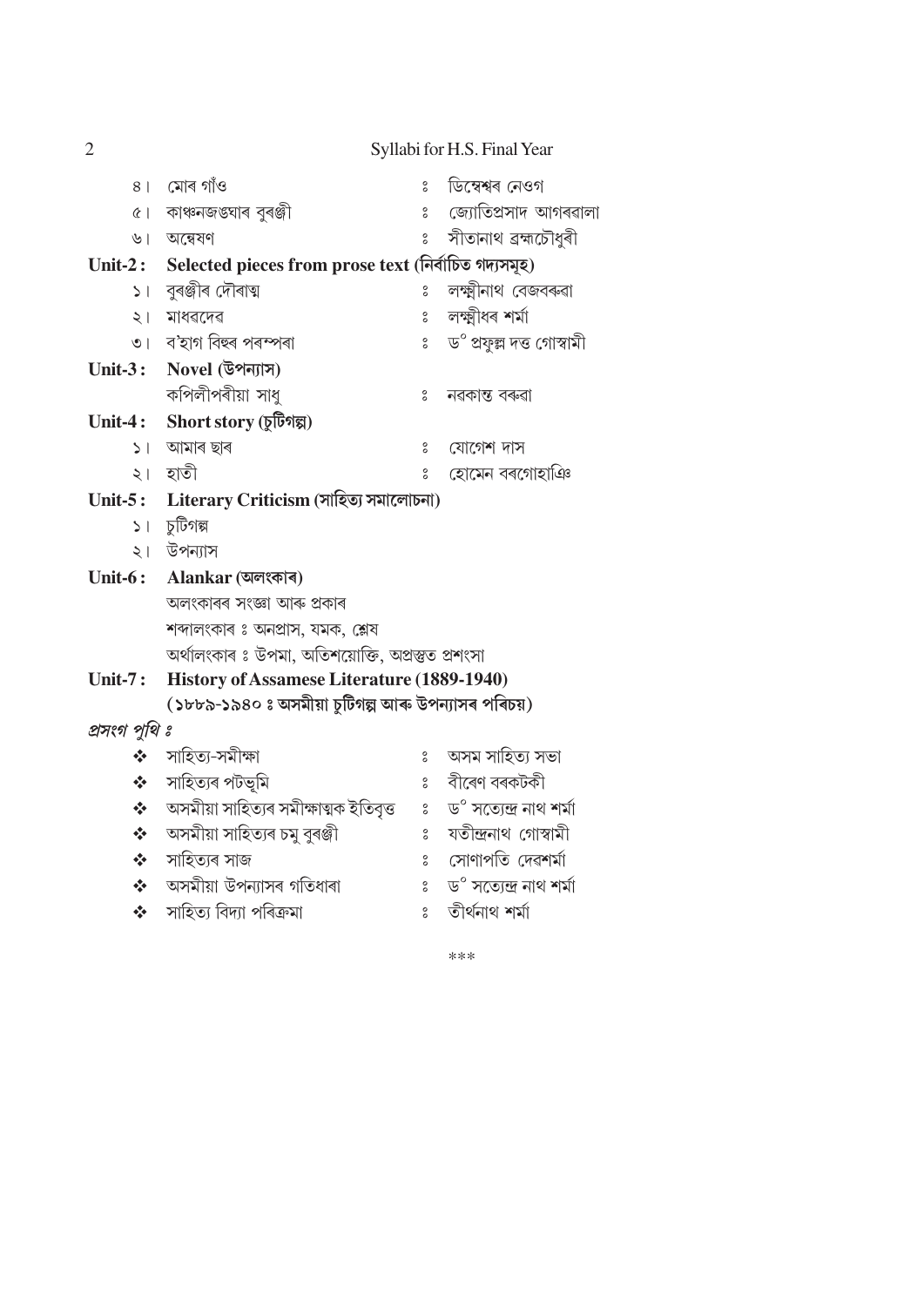৪। মোৰ গাঁও ঃ ডিম্বেশ্বৰ নেওগ

৫। কাঞ্চনজঙ্ঘাৰ বুৰঞ্জী ঃ জ্যোতিপ্ৰসাদ আগৰৱালা

৬। অন্বেষণ ঃ সীতানাথ ব্ৰহ্মচৌধুৰী

**Unit-2 : Selected pieces from prose text (নিৰ্বাচিত গদ্যসমূহ)**

১। বুৰঞ্জীৰ দৌৰাত্ম ঃ লক্ষ্মীনাথ বেজবৰুৱা

২। মাধৱদেৱ ঃ লক্ষ্মীধৰ শৰ্মা

৩। ব'হাগ বিহুৰ পৰম্পৰা ঃ ড° প্ৰফুল্ল দত্ত গোস্বামী

**Unit-3 : Novel (উপন্যাস)**

কপিলীপৰীয়া সাধু ঃ নৱকান্ত বৰুৱা

**Unit-4 : Short story (চুটিগল্প)**

১। আমাৰ ছাৰ ঃ যোগেশ দাস

২। হাতী ঃ হোমেন বৰগোহাঞি

**Unit-5 : Literary Criticism (সাহিত্য সমালোচনা)**

১। চুটিগল্প

২। উপন্যাস

**Unit-6 : Alankar (অলংকাৰ)**

অলংকাৰৰ সংজ্ঞা আৰু প্ৰকাৰ

শব্দালংকাৰ ঃ অনপ্ৰাস, যমক, শ্লেষ

অৰ্থালংকাৰ ঃ উপমা, অতিশয়োক্তি, অপ্ৰস্তুত প্ৰশংসা

**Unit-7 : History of Assamese Literature (1889-1940)**
**(১৮৮৯-১৯৪০ ঃ অসমীয়া চুটিগল্প আৰু উপন্যাসৰ পৰিচয়)**

*প্ৰসংগ পুথি ঃ*

- সাহিত্য-সমীক্ষা ঃ অসম সাহিত্য সভা
- সাহিত্যৰ পটভূমি ঃ বীৰেণ বৰকটকী
- অসমীয়া সাহিত্যৰ সমীক্ষাত্মক ইতিবৃত্ত ঃ ড° সত্যেন্দ্ৰ নাথ শৰ্মা
- অসমীয়া সাহিত্যৰ চমু বুৰঞ্জী ঃ যতীন্দ্ৰনাথ গোস্বামী
- সাহিত্যৰ সাজ ঃ সোণাপতি দেৱশৰ্মা
- অসমীয়া উপন্যাসৰ গতিধাৰা ঃ ড° সত্যেন্দ্ৰ নাথ শৰ্মা
- সাহিত্য বিদ্যা পৰিক্ৰমা ঃ তীৰ্থনাথ শৰ্মা

***